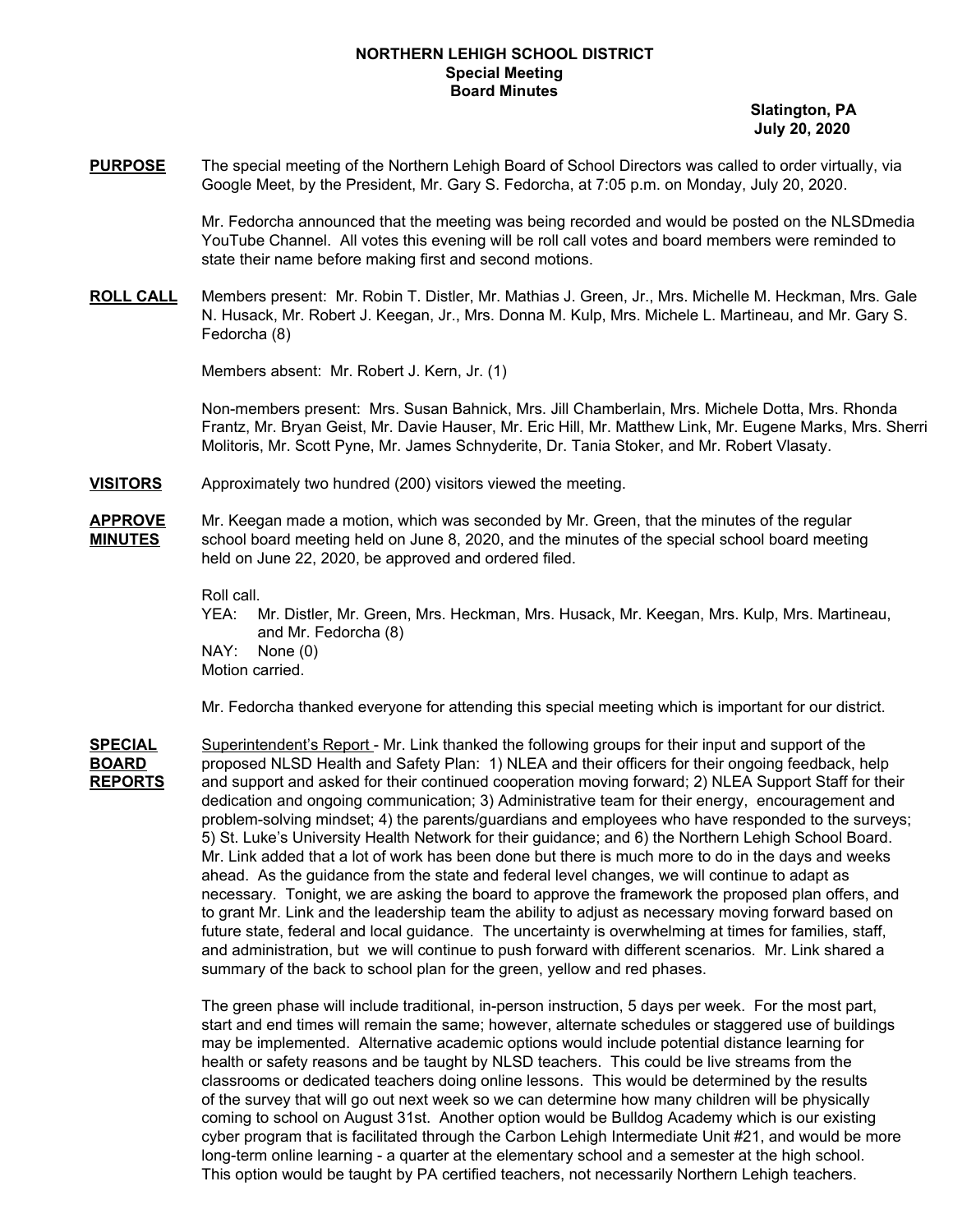**NORTHERN LEHIGH SCHOOL DISTRICT**
**Special Meeting**
**Board Minutes**

**Slatington, PA**
**July 20, 2020**

**PURPOSE** The special meeting of the Northern Lehigh Board of School Directors was called to order virtually, via Google Meet, by the President, Mr. Gary S. Fedorcha, at 7:05 p.m. on Monday, July 20, 2020.

Mr. Fedorcha announced that the meeting was being recorded and would be posted on the NLSDmedia YouTube Channel. All votes this evening will be roll call votes and board members were reminded to state their name before making first and second motions.

**ROLL CALL** Members present: Mr. Robin T. Distler, Mr. Mathias J. Green, Jr., Mrs. Michelle M. Heckman, Mrs. Gale N. Husack, Mr. Robert J. Keegan, Jr., Mrs. Donna M. Kulp, Mrs. Michele L. Martineau, and Mr. Gary S. Fedorcha (8)

Members absent: Mr. Robert J. Kern, Jr. (1)

Non-members present: Mrs. Susan Bahnick, Mrs. Jill Chamberlain, Mrs. Michele Dotta, Mrs. Rhonda Frantz, Mr. Bryan Geist, Mr. Davie Hauser, Mr. Eric Hill, Mr. Matthew Link, Mr. Eugene Marks, Mrs. Sherri Molitoris, Mr. Scott Pyne, Mr. James Schnyderite, Dr. Tania Stoker, and Mr. Robert Vlasaty.

**VISITORS** Approximately two hundred (200) visitors viewed the meeting.

**APPROVE MINUTES** Mr. Keegan made a motion, which was seconded by Mr. Green, that the minutes of the regular school board meeting held on June 8, 2020, and the minutes of the special school board meeting held on June 22, 2020, be approved and ordered filed.

Roll call.
YEA: Mr. Distler, Mr. Green, Mrs. Heckman, Mrs. Husack, Mr. Keegan, Mrs. Kulp, Mrs. Martineau, and Mr. Fedorcha (8)
NAY: None (0)
Motion carried.

Mr. Fedorcha thanked everyone for attending this special meeting which is important for our district.

**SPECIAL BOARD REPORTS** Superintendent's Report - Mr. Link thanked the following groups for their input and support of the proposed NLSD Health and Safety Plan: 1) NLEA and their officers for their ongoing feedback, help and support and asked for their continued cooperation moving forward; 2) NLEA Support Staff for their dedication and ongoing communication; 3) Administrative team for their energy, encouragement and problem-solving mindset; 4) the parents/guardians and employees who have responded to the surveys; 5) St. Luke's University Health Network for their guidance; and 6) the Northern Lehigh School Board. Mr. Link added that a lot of work has been done but there is much more to do in the days and weeks ahead. As the guidance from the state and federal level changes, we will continue to adapt as necessary. Tonight, we are asking the board to approve the framework the proposed plan offers, and to grant Mr. Link and the leadership team the ability to adjust as necessary moving forward based on future state, federal and local guidance. The uncertainty is overwhelming at times for families, staff, and administration, but we will continue to push forward with different scenarios. Mr. Link shared a summary of the back to school plan for the green, yellow and red phases.

The green phase will include traditional, in-person instruction, 5 days per week. For the most part, start and end times will remain the same; however, alternate schedules or staggered use of buildings may be implemented. Alternative academic options would include potential distance learning for health or safety reasons and be taught by NLSD teachers. This could be live streams from the classrooms or dedicated teachers doing online lessons. This would be determined by the results of the survey that will go out next week so we can determine how many children will be physically coming to school on August 31st. Another option would be Bulldog Academy which is our existing cyber program that is facilitated through the Carbon Lehigh Intermediate Unit #21, and would be more long-term online learning - a quarter at the elementary school and a semester at the high school. This option would be taught by PA certified teachers, not necessarily Northern Lehigh teachers.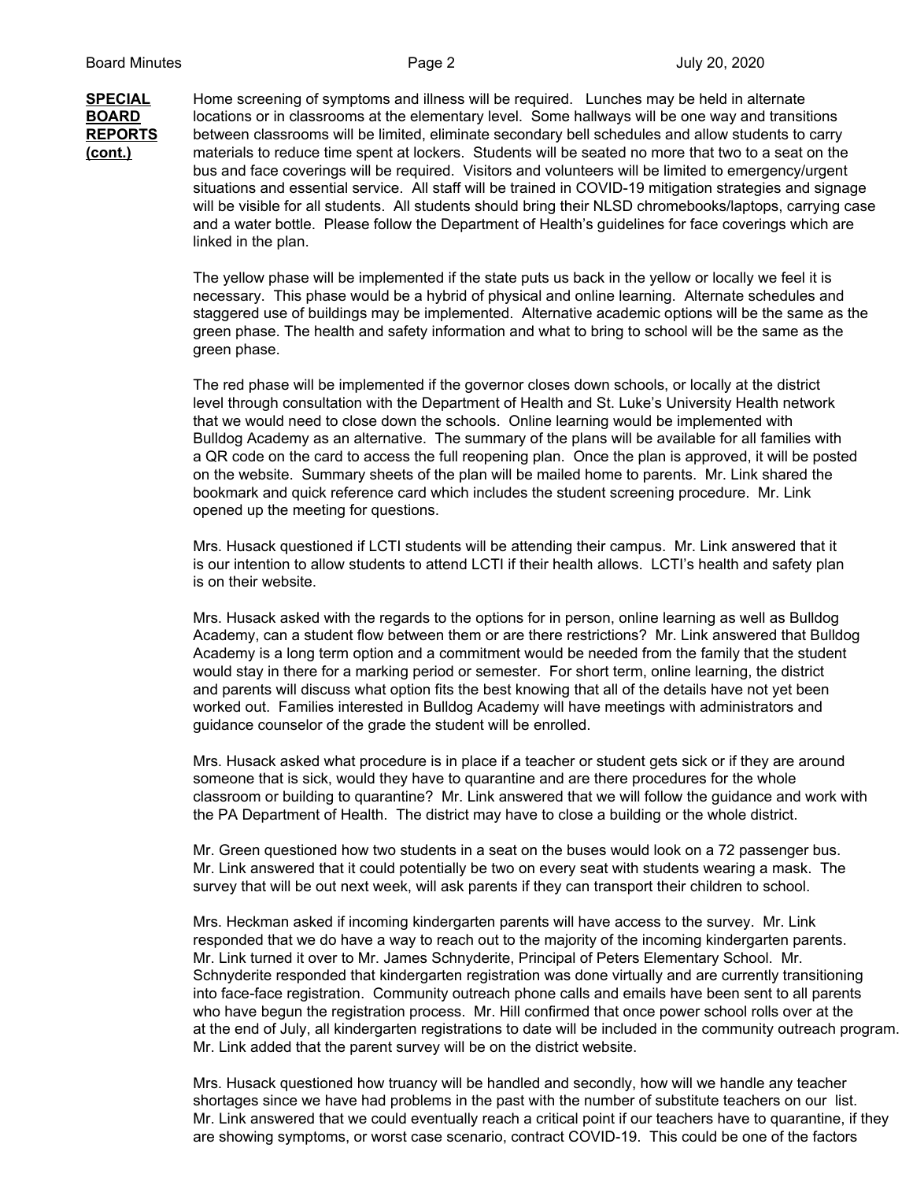**SPECIAL BOARD REPORTS (cont.)**

Home screening of symptoms and illness will be required. Lunches may be held in alternate locations or in classrooms at the elementary level. Some hallways will be one way and transitions between classrooms will be limited, eliminate secondary bell schedules and allow students to carry materials to reduce time spent at lockers. Students will be seated no more that two to a seat on the bus and face coverings will be required. Visitors and volunteers will be limited to emergency/urgent situations and essential service. All staff will be trained in COVID-19 mitigation strategies and signage will be visible for all students. All students should bring their NLSD chromebooks/laptops, carrying case and a water bottle. Please follow the Department of Health's guidelines for face coverings which are linked in the plan.

The yellow phase will be implemented if the state puts us back in the yellow or locally we feel it is necessary. This phase would be a hybrid of physical and online learning. Alternate schedules and staggered use of buildings may be implemented. Alternative academic options will be the same as the green phase. The health and safety information and what to bring to school will be the same as the green phase.

The red phase will be implemented if the governor closes down schools, or locally at the district level through consultation with the Department of Health and St. Luke's University Health network that we would need to close down the schools. Online learning would be implemented with Bulldog Academy as an alternative. The summary of the plans will be available for all families with a QR code on the card to access the full reopening plan. Once the plan is approved, it will be posted on the website. Summary sheets of the plan will be mailed home to parents. Mr. Link shared the bookmark and quick reference card which includes the student screening procedure. Mr. Link opened up the meeting for questions.

Mrs. Husack questioned if LCTI students will be attending their campus. Mr. Link answered that it is our intention to allow students to attend LCTI if their health allows. LCTI's health and safety plan is on their website.

Mrs. Husack asked with the regards to the options for in person, online learning as well as Bulldog Academy, can a student flow between them or are there restrictions? Mr. Link answered that Bulldog Academy is a long term option and a commitment would be needed from the family that the student would stay in there for a marking period or semester. For short term, online learning, the district and parents will discuss what option fits the best knowing that all of the details have not yet been worked out. Families interested in Bulldog Academy will have meetings with administrators and guidance counselor of the grade the student will be enrolled.

Mrs. Husack asked what procedure is in place if a teacher or student gets sick or if they are around someone that is sick, would they have to quarantine and are there procedures for the whole classroom or building to quarantine? Mr. Link answered that we will follow the guidance and work with the PA Department of Health. The district may have to close a building or the whole district.

Mr. Green questioned how two students in a seat on the buses would look on a 72 passenger bus. Mr. Link answered that it could potentially be two on every seat with students wearing a mask. The survey that will be out next week, will ask parents if they can transport their children to school.

Mrs. Heckman asked if incoming kindergarten parents will have access to the survey. Mr. Link responded that we do have a way to reach out to the majority of the incoming kindergarten parents. Mr. Link turned it over to Mr. James Schnyderite, Principal of Peters Elementary School. Mr. Schnyderite responded that kindergarten registration was done virtually and are currently transitioning into face-face registration. Community outreach phone calls and emails have been sent to all parents who have begun the registration process. Mr. Hill confirmed that once power school rolls over at the at the end of July, all kindergarten registrations to date will be included in the community outreach program. Mr. Link added that the parent survey will be on the district website.

Mrs. Husack questioned how truancy will be handled and secondly, how will we handle any teacher shortages since we have had problems in the past with the number of substitute teachers on our list. Mr. Link answered that we could eventually reach a critical point if our teachers have to quarantine, if they are showing symptoms, or worst case scenario, contract COVID-19. This could be one of the factors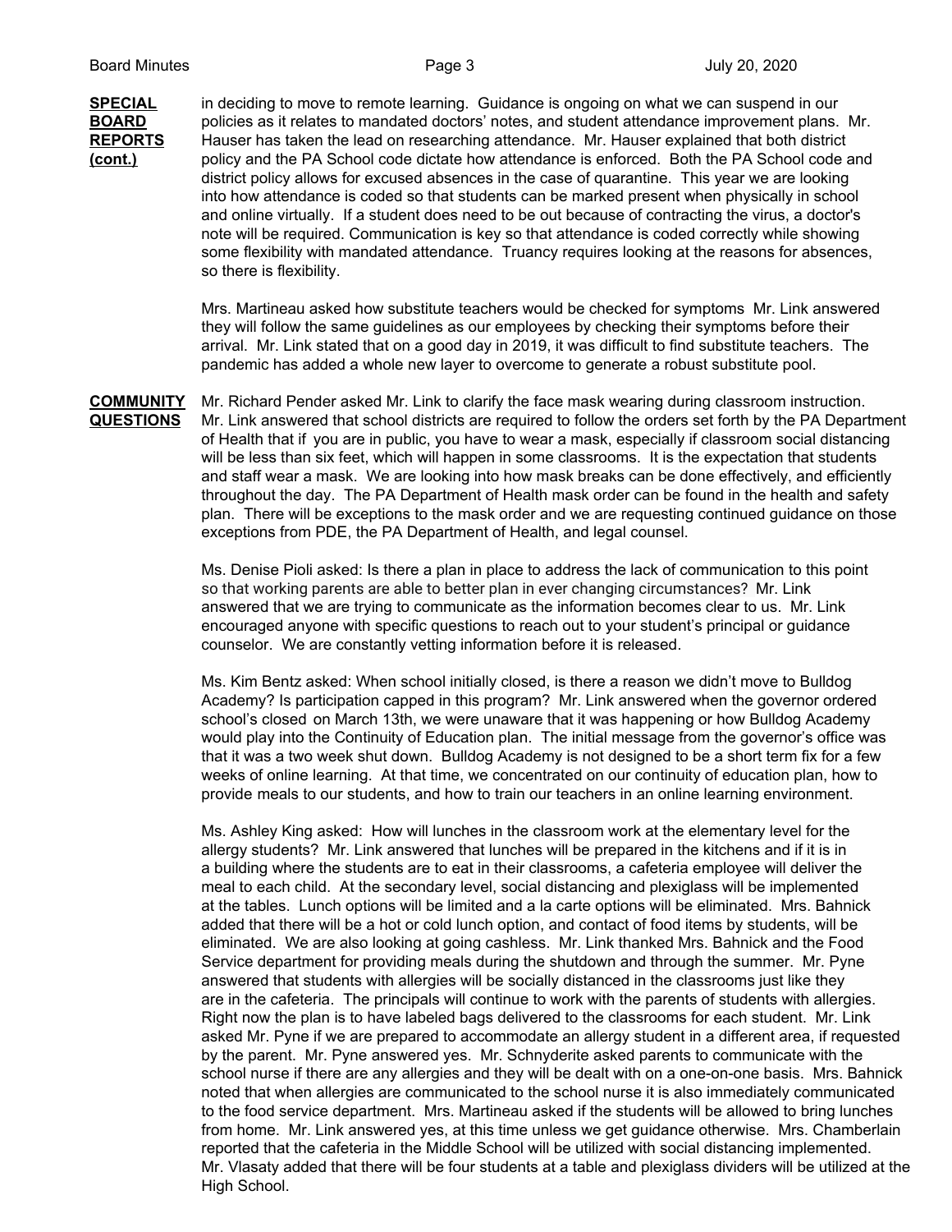**SPECIAL BOARD REPORTS (cont.)**

in deciding to move to remote learning. Guidance is ongoing on what we can suspend in our policies as it relates to mandated doctors' notes, and student attendance improvement plans. Mr. Hauser has taken the lead on researching attendance. Mr. Hauser explained that both district policy and the PA School code dictate how attendance is enforced. Both the PA School code and district policy allows for excused absences in the case of quarantine. This year we are looking into how attendance is coded so that students can be marked present when physically in school and online virtually. If a student does need to be out because of contracting the virus, a doctor's note will be required. Communication is key so that attendance is coded correctly while showing some flexibility with mandated attendance. Truancy requires looking at the reasons for absences, so there is flexibility.

Mrs. Martineau asked how substitute teachers would be checked for symptoms Mr. Link answered they will follow the same guidelines as our employees by checking their symptoms before their arrival. Mr. Link stated that on a good day in 2019, it was difficult to find substitute teachers. The pandemic has added a whole new layer to overcome to generate a robust substitute pool.

**COMMUNITY QUESTIONS**

Mr. Richard Pender asked Mr. Link to clarify the face mask wearing during classroom instruction. Mr. Link answered that school districts are required to follow the orders set forth by the PA Department of Health that if you are in public, you have to wear a mask, especially if classroom social distancing will be less than six feet, which will happen in some classrooms. It is the expectation that students and staff wear a mask. We are looking into how mask breaks can be done effectively, and efficiently throughout the day. The PA Department of Health mask order can be found in the health and safety plan. There will be exceptions to the mask order and we are requesting continued guidance on those exceptions from PDE, the PA Department of Health, and legal counsel.

Ms. Denise Pioli asked: Is there a plan in place to address the lack of communication to this point so that working parents are able to better plan in ever changing circumstances? Mr. Link answered that we are trying to communicate as the information becomes clear to us. Mr. Link encouraged anyone with specific questions to reach out to your student's principal or guidance counselor. We are constantly vetting information before it is released.

Ms. Kim Bentz asked: When school initially closed, is there a reason we didn't move to Bulldog Academy? Is participation capped in this program? Mr. Link answered when the governor ordered school's closed on March 13th, we were unaware that it was happening or how Bulldog Academy would play into the Continuity of Education plan. The initial message from the governor's office was that it was a two week shut down. Bulldog Academy is not designed to be a short term fix for a few weeks of online learning. At that time, we concentrated on our continuity of education plan, how to provide meals to our students, and how to train our teachers in an online learning environment.

Ms. Ashley King asked: How will lunches in the classroom work at the elementary level for the allergy students? Mr. Link answered that lunches will be prepared in the kitchens and if it is in a building where the students are to eat in their classrooms, a cafeteria employee will deliver the meal to each child. At the secondary level, social distancing and plexiglass will be implemented at the tables. Lunch options will be limited and a la carte options will be eliminated. Mrs. Bahnick added that there will be a hot or cold lunch option, and contact of food items by students, will be eliminated. We are also looking at going cashless. Mr. Link thanked Mrs. Bahnick and the Food Service department for providing meals during the shutdown and through the summer. Mr. Pyne answered that students with allergies will be socially distanced in the classrooms just like they are in the cafeteria. The principals will continue to work with the parents of students with allergies. Right now the plan is to have labeled bags delivered to the classrooms for each student. Mr. Link asked Mr. Pyne if we are prepared to accommodate an allergy student in a different area, if requested by the parent. Mr. Pyne answered yes. Mr. Schnyderite asked parents to communicate with the school nurse if there are any allergies and they will be dealt with on a one-on-one basis. Mrs. Bahnick noted that when allergies are communicated to the school nurse it is also immediately communicated to the food service department. Mrs. Martineau asked if the students will be allowed to bring lunches from home. Mr. Link answered yes, at this time unless we get guidance otherwise. Mrs. Chamberlain reported that the cafeteria in the Middle School will be utilized with social distancing implemented. Mr. Vlasaty added that there will be four students at a table and plexiglass dividers will be utilized at the High School.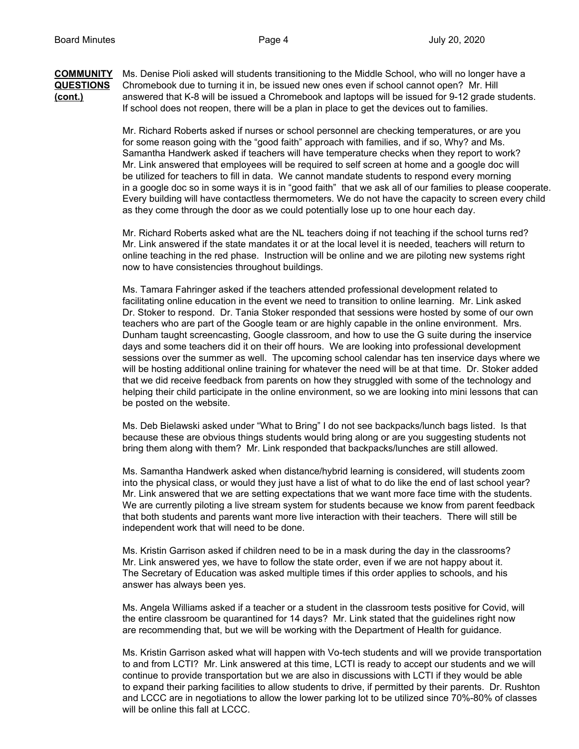**COMMUNITY QUESTIONS (cont.)**

Ms. Denise Pioli asked will students transitioning to the Middle School, who will no longer have a Chromebook due to turning it in, be issued new ones even if school cannot open? Mr. Hill answered that K-8 will be issued a Chromebook and laptops will be issued for 9-12 grade students. If school does not reopen, there will be a plan in place to get the devices out to families.

Mr. Richard Roberts asked if nurses or school personnel are checking temperatures, or are you for some reason going with the "good faith" approach with families, and if so, Why? and Ms. Samantha Handwerk asked if teachers will have temperature checks when they report to work? Mr. Link answered that employees will be required to self screen at home and a google doc will be utilized for teachers to fill in data. We cannot mandate students to respond every morning in a google doc so in some ways it is in "good faith" that we ask all of our families to please cooperate. Every building will have contactless thermometers. We do not have the capacity to screen every child as they come through the door as we could potentially lose up to one hour each day.

Mr. Richard Roberts asked what are the NL teachers doing if not teaching if the school turns red? Mr. Link answered if the state mandates it or at the local level it is needed, teachers will return to online teaching in the red phase. Instruction will be online and we are piloting new systems right now to have consistencies throughout buildings.

Ms. Tamara Fahringer asked if the teachers attended professional development related to facilitating online education in the event we need to transition to online learning. Mr. Link asked Dr. Stoker to respond. Dr. Tania Stoker responded that sessions were hosted by some of our own teachers who are part of the Google team or are highly capable in the online environment. Mrs. Dunham taught screencasting, Google classroom, and how to use the G suite during the inservice days and some teachers did it on their off hours. We are looking into professional development sessions over the summer as well. The upcoming school calendar has ten inservice days where we will be hosting additional online training for whatever the need will be at that time. Dr. Stoker added that we did receive feedback from parents on how they struggled with some of the technology and helping their child participate in the online environment, so we are looking into mini lessons that can be posted on the website.

Ms. Deb Bielawski asked under "What to Bring" I do not see backpacks/lunch bags listed. Is that because these are obvious things students would bring along or are you suggesting students not bring them along with them? Mr. Link responded that backpacks/lunches are still allowed.

Ms. Samantha Handwerk asked when distance/hybrid learning is considered, will students zoom into the physical class, or would they just have a list of what to do like the end of last school year? Mr. Link answered that we are setting expectations that we want more face time with the students. We are currently piloting a live stream system for students because we know from parent feedback that both students and parents want more live interaction with their teachers. There will still be independent work that will need to be done.

Ms. Kristin Garrison asked if children need to be in a mask during the day in the classrooms? Mr. Link answered yes, we have to follow the state order, even if we are not happy about it. The Secretary of Education was asked multiple times if this order applies to schools, and his answer has always been yes.

Ms. Angela Williams asked if a teacher or a student in the classroom tests positive for Covid, will the entire classroom be quarantined for 14 days? Mr. Link stated that the guidelines right now are recommending that, but we will be working with the Department of Health for guidance.

Ms. Kristin Garrison asked what will happen with Vo-tech students and will we provide transportation to and from LCTI? Mr. Link answered at this time, LCTI is ready to accept our students and we will continue to provide transportation but we are also in discussions with LCTI if they would be able to expand their parking facilities to allow students to drive, if permitted by their parents. Dr. Rushton and LCCC are in negotiations to allow the lower parking lot to be utilized since 70%-80% of classes will be online this fall at LCCC.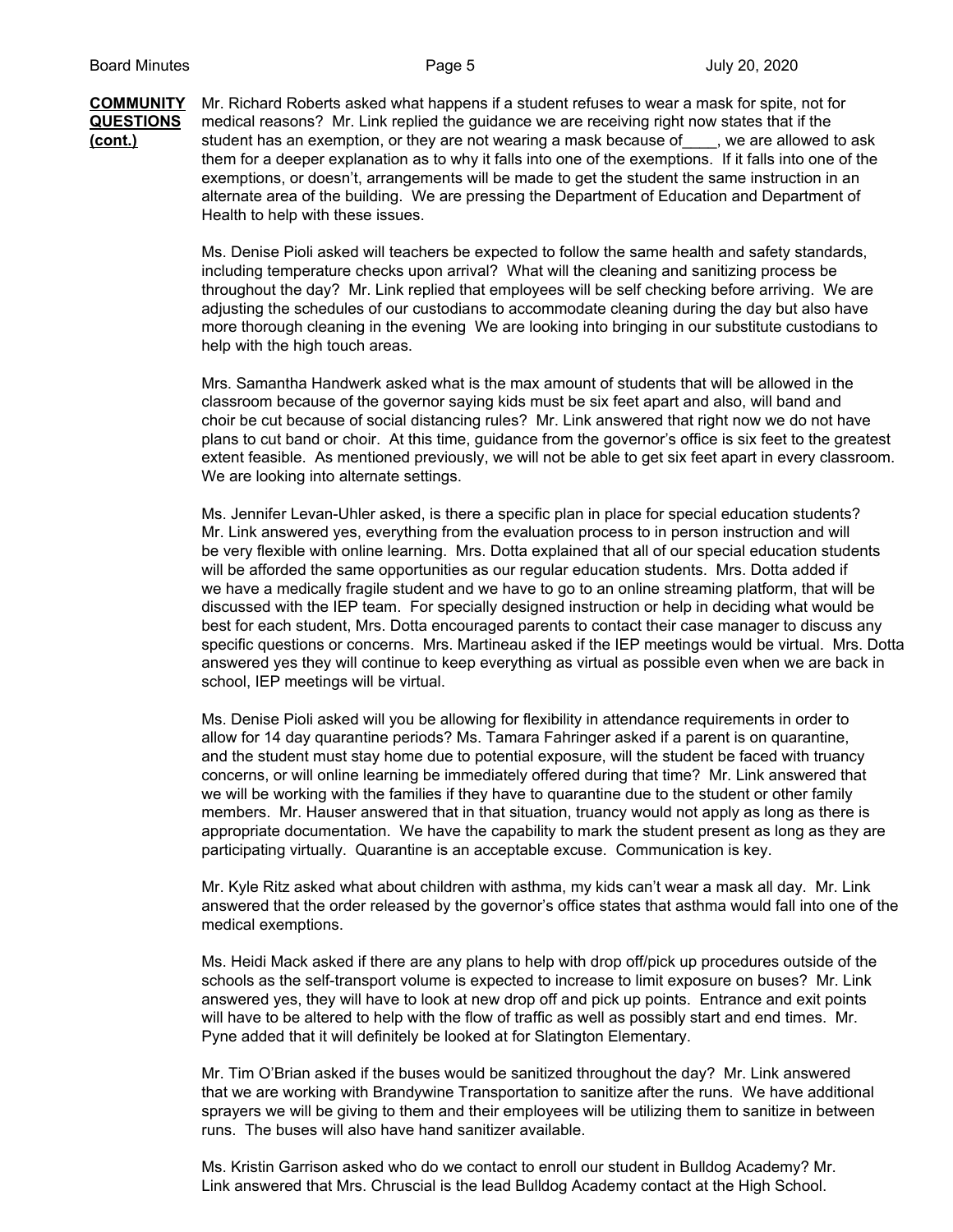**COMMUNITY QUESTIONS (cont.)**

Mr. Richard Roberts asked what happens if a student refuses to wear a mask for spite, not for medical reasons? Mr. Link replied the guidance we are receiving right now states that if the student has an exemption, or they are not wearing a mask because of____, we are allowed to ask them for a deeper explanation as to why it falls into one of the exemptions. If it falls into one of the exemptions, or doesn't, arrangements will be made to get the student the same instruction in an alternate area of the building. We are pressing the Department of Education and Department of Health to help with these issues.

Ms. Denise Pioli asked will teachers be expected to follow the same health and safety standards, including temperature checks upon arrival? What will the cleaning and sanitizing process be throughout the day? Mr. Link replied that employees will be self checking before arriving. We are adjusting the schedules of our custodians to accommodate cleaning during the day but also have more thorough cleaning in the evening We are looking into bringing in our substitute custodians to help with the high touch areas.

Mrs. Samantha Handwerk asked what is the max amount of students that will be allowed in the classroom because of the governor saying kids must be six feet apart and also, will band and choir be cut because of social distancing rules? Mr. Link answered that right now we do not have plans to cut band or choir. At this time, guidance from the governor's office is six feet to the greatest extent feasible. As mentioned previously, we will not be able to get six feet apart in every classroom. We are looking into alternate settings.

Ms. Jennifer Levan-Uhler asked, is there a specific plan in place for special education students? Mr. Link answered yes, everything from the evaluation process to in person instruction and will be very flexible with online learning. Mrs. Dotta explained that all of our special education students will be afforded the same opportunities as our regular education students. Mrs. Dotta added if we have a medically fragile student and we have to go to an online streaming platform, that will be discussed with the IEP team. For specially designed instruction or help in deciding what would be best for each student, Mrs. Dotta encouraged parents to contact their case manager to discuss any specific questions or concerns. Mrs. Martineau asked if the IEP meetings would be virtual. Mrs. Dotta answered yes they will continue to keep everything as virtual as possible even when we are back in school, IEP meetings will be virtual.

Ms. Denise Pioli asked will you be allowing for flexibility in attendance requirements in order to allow for 14 day quarantine periods? Ms. Tamara Fahringer asked if a parent is on quarantine, and the student must stay home due to potential exposure, will the student be faced with truancy concerns, or will online learning be immediately offered during that time? Mr. Link answered that we will be working with the families if they have to quarantine due to the student or other family members. Mr. Hauser answered that in that situation, truancy would not apply as long as there is appropriate documentation. We have the capability to mark the student present as long as they are participating virtually. Quarantine is an acceptable excuse. Communication is key.

Mr. Kyle Ritz asked what about children with asthma, my kids can't wear a mask all day. Mr. Link answered that the order released by the governor's office states that asthma would fall into one of the medical exemptions.

Ms. Heidi Mack asked if there are any plans to help with drop off/pick up procedures outside of the schools as the self-transport volume is expected to increase to limit exposure on buses? Mr. Link answered yes, they will have to look at new drop off and pick up points. Entrance and exit points will have to be altered to help with the flow of traffic as well as possibly start and end times. Mr. Pyne added that it will definitely be looked at for Slatington Elementary.

Mr. Tim O'Brian asked if the buses would be sanitized throughout the day? Mr. Link answered that we are working with Brandywine Transportation to sanitize after the runs. We have additional sprayers we will be giving to them and their employees will be utilizing them to sanitize in between runs. The buses will also have hand sanitizer available.

Ms. Kristin Garrison asked who do we contact to enroll our student in Bulldog Academy? Mr. Link answered that Mrs. Chruscial is the lead Bulldog Academy contact at the High School.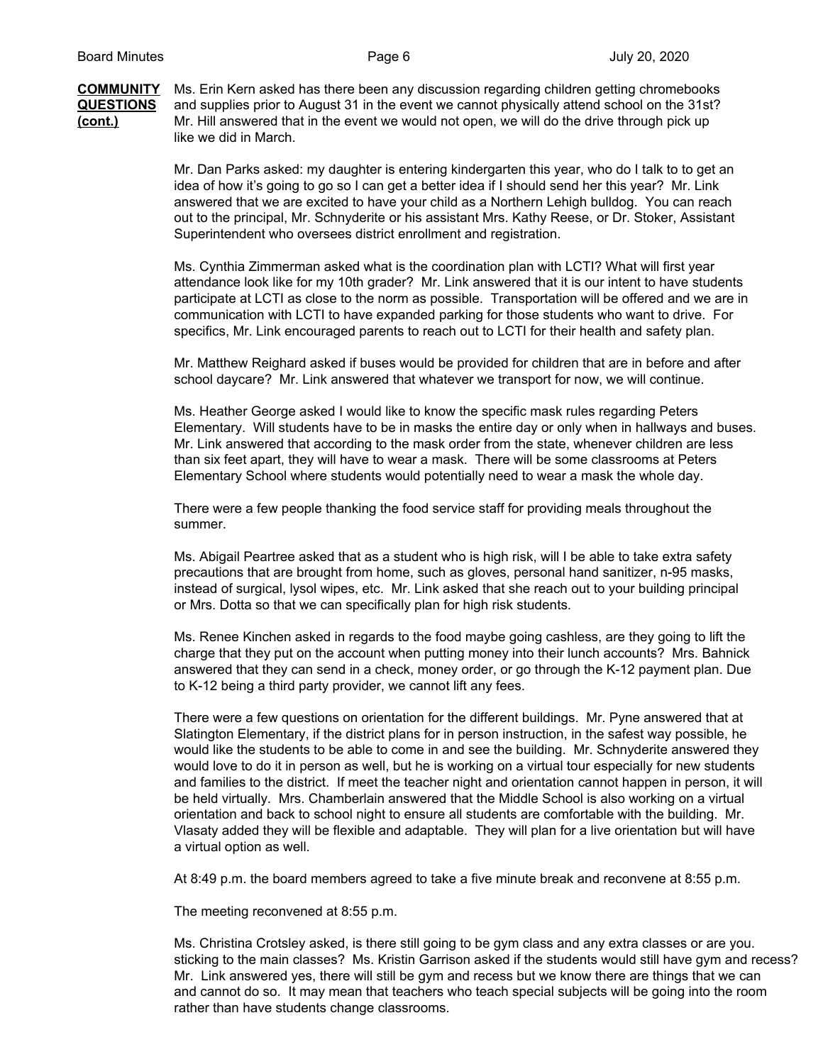**COMMUNITY QUESTIONS (cont.)**

Ms. Erin Kern asked has there been any discussion regarding children getting chromebooks and supplies prior to August 31 in the event we cannot physically attend school on the 31st? Mr. Hill answered that in the event we would not open, we will do the drive through pick up like we did in March.

Mr. Dan Parks asked: my daughter is entering kindergarten this year, who do I talk to to get an idea of how it's going to go so I can get a better idea if I should send her this year? Mr. Link answered that we are excited to have your child as a Northern Lehigh bulldog. You can reach out to the principal, Mr. Schnyderite or his assistant Mrs. Kathy Reese, or Dr. Stoker, Assistant Superintendent who oversees district enrollment and registration.

Ms. Cynthia Zimmerman asked what is the coordination plan with LCTI? What will first year attendance look like for my 10th grader? Mr. Link answered that it is our intent to have students participate at LCTI as close to the norm as possible. Transportation will be offered and we are in communication with LCTI to have expanded parking for those students who want to drive. For specifics, Mr. Link encouraged parents to reach out to LCTI for their health and safety plan.

Mr. Matthew Reighard asked if buses would be provided for children that are in before and after school daycare? Mr. Link answered that whatever we transport for now, we will continue.

Ms. Heather George asked I would like to know the specific mask rules regarding Peters Elementary. Will students have to be in masks the entire day or only when in hallways and buses. Mr. Link answered that according to the mask order from the state, whenever children are less than six feet apart, they will have to wear a mask. There will be some classrooms at Peters Elementary School where students would potentially need to wear a mask the whole day.

There were a few people thanking the food service staff for providing meals throughout the summer.

Ms. Abigail Peartree asked that as a student who is high risk, will I be able to take extra safety precautions that are brought from home, such as gloves, personal hand sanitizer, n-95 masks, instead of surgical, lysol wipes, etc. Mr. Link asked that she reach out to your building principal or Mrs. Dotta so that we can specifically plan for high risk students.

Ms. Renee Kinchen asked in regards to the food maybe going cashless, are they going to lift the charge that they put on the account when putting money into their lunch accounts? Mrs. Bahnick answered that they can send in a check, money order, or go through the K-12 payment plan. Due to K-12 being a third party provider, we cannot lift any fees.

There were a few questions on orientation for the different buildings. Mr. Pyne answered that at Slatington Elementary, if the district plans for in person instruction, in the safest way possible, he would like the students to be able to come in and see the building. Mr. Schnyderite answered they would love to do it in person as well, but he is working on a virtual tour especially for new students and families to the district. If meet the teacher night and orientation cannot happen in person, it will be held virtually. Mrs. Chamberlain answered that the Middle School is also working on a virtual orientation and back to school night to ensure all students are comfortable with the building. Mr. Vlasaty added they will be flexible and adaptable. They will plan for a live orientation but will have a virtual option as well.

At 8:49 p.m. the board members agreed to take a five minute break and reconvene at 8:55 p.m.

The meeting reconvened at 8:55 p.m.

Ms. Christina Crotsley asked, is there still going to be gym class and any extra classes or are you. sticking to the main classes? Ms. Kristin Garrison asked if the students would still have gym and recess? Mr. Link answered yes, there will still be gym and recess but we know there are things that we can and cannot do so. It may mean that teachers who teach special subjects will be going into the room rather than have students change classrooms.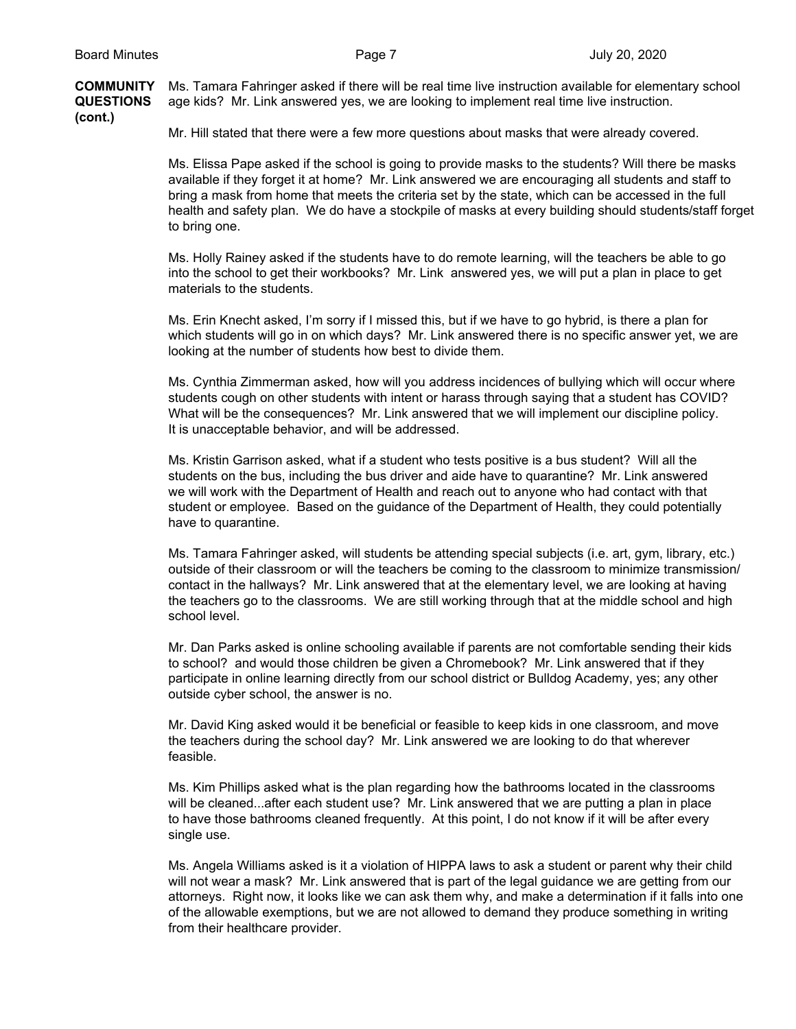**COMMUNITY QUESTIONS (cont.)**

Ms. Tamara Fahringer asked if there will be real time live instruction available for elementary school age kids? Mr. Link answered yes, we are looking to implement real time live instruction.

Mr. Hill stated that there were a few more questions about masks that were already covered.

Ms. Elissa Pape asked if the school is going to provide masks to the students? Will there be masks available if they forget it at home? Mr. Link answered we are encouraging all students and staff to bring a mask from home that meets the criteria set by the state, which can be accessed in the full health and safety plan. We do have a stockpile of masks at every building should students/staff forget to bring one.

Ms. Holly Rainey asked if the students have to do remote learning, will the teachers be able to go into the school to get their workbooks? Mr. Link answered yes, we will put a plan in place to get materials to the students.

Ms. Erin Knecht asked, I'm sorry if I missed this, but if we have to go hybrid, is there a plan for which students will go in on which days? Mr. Link answered there is no specific answer yet, we are looking at the number of students how best to divide them.

Ms. Cynthia Zimmerman asked, how will you address incidences of bullying which will occur where students cough on other students with intent or harass through saying that a student has COVID? What will be the consequences? Mr. Link answered that we will implement our discipline policy. It is unacceptable behavior, and will be addressed.

Ms. Kristin Garrison asked, what if a student who tests positive is a bus student? Will all the students on the bus, including the bus driver and aide have to quarantine? Mr. Link answered we will work with the Department of Health and reach out to anyone who had contact with that student or employee. Based on the guidance of the Department of Health, they could potentially have to quarantine.

Ms. Tamara Fahringer asked, will students be attending special subjects (i.e. art, gym, library, etc.) outside of their classroom or will the teachers be coming to the classroom to minimize transmission/ contact in the hallways? Mr. Link answered that at the elementary level, we are looking at having the teachers go to the classrooms. We are still working through that at the middle school and high school level.

Mr. Dan Parks asked is online schooling available if parents are not comfortable sending their kids to school? and would those children be given a Chromebook? Mr. Link answered that if they participate in online learning directly from our school district or Bulldog Academy, yes; any other outside cyber school, the answer is no.

Mr. David King asked would it be beneficial or feasible to keep kids in one classroom, and move the teachers during the school day? Mr. Link answered we are looking to do that wherever feasible.

Ms. Kim Phillips asked what is the plan regarding how the bathrooms located in the classrooms will be cleaned...after each student use? Mr. Link answered that we are putting a plan in place to have those bathrooms cleaned frequently. At this point, I do not know if it will be after every single use.

Ms. Angela Williams asked is it a violation of HIPPA laws to ask a student or parent why their child will not wear a mask? Mr. Link answered that is part of the legal guidance we are getting from our attorneys. Right now, it looks like we can ask them why, and make a determination if it falls into one of the allowable exemptions, but we are not allowed to demand they produce something in writing from their healthcare provider.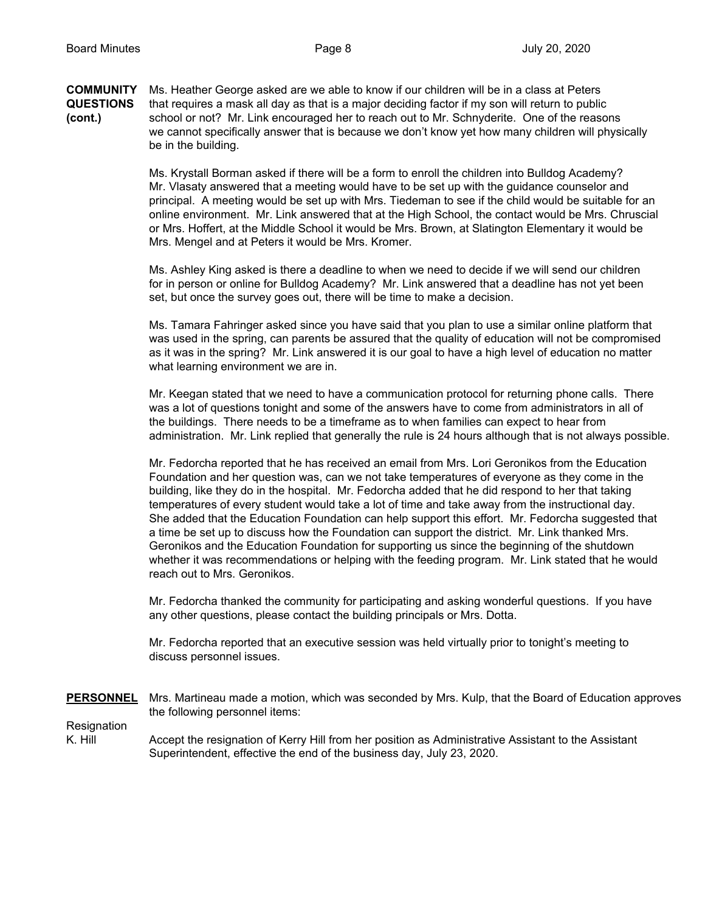**COMMUNITY QUESTIONS (cont.)**

Ms. Heather George asked are we able to know if our children will be in a class at Peters that requires a mask all day as that is a major deciding factor if my son will return to public school or not? Mr. Link encouraged her to reach out to Mr. Schnyderite. One of the reasons we cannot specifically answer that is because we don't know yet how many children will physically be in the building.

Ms. Krystall Borman asked if there will be a form to enroll the children into Bulldog Academy? Mr. Vlasaty answered that a meeting would have to be set up with the guidance counselor and principal. A meeting would be set up with Mrs. Tiedeman to see if the child would be suitable for an online environment. Mr. Link answered that at the High School, the contact would be Mrs. Chruscial or Mrs. Hoffert, at the Middle School it would be Mrs. Brown, at Slatington Elementary it would be Mrs. Mengel and at Peters it would be Mrs. Kromer.

Ms. Ashley King asked is there a deadline to when we need to decide if we will send our children for in person or online for Bulldog Academy? Mr. Link answered that a deadline has not yet been set, but once the survey goes out, there will be time to make a decision.

Ms. Tamara Fahringer asked since you have said that you plan to use a similar online platform that was used in the spring, can parents be assured that the quality of education will not be compromised as it was in the spring? Mr. Link answered it is our goal to have a high level of education no matter what learning environment we are in.

Mr. Keegan stated that we need to have a communication protocol for returning phone calls. There was a lot of questions tonight and some of the answers have to come from administrators in all of the buildings. There needs to be a timeframe as to when families can expect to hear from administration. Mr. Link replied that generally the rule is 24 hours although that is not always possible.

Mr. Fedorcha reported that he has received an email from Mrs. Lori Geronikos from the Education Foundation and her question was, can we not take temperatures of everyone as they come in the building, like they do in the hospital. Mr. Fedorcha added that he did respond to her that taking temperatures of every student would take a lot of time and take away from the instructional day. She added that the Education Foundation can help support this effort. Mr. Fedorcha suggested that a time be set up to discuss how the Foundation can support the district. Mr. Link thanked Mrs. Geronikos and the Education Foundation for supporting us since the beginning of the shutdown whether it was recommendations or helping with the feeding program. Mr. Link stated that he would reach out to Mrs. Geronikos.

Mr. Fedorcha thanked the community for participating and asking wonderful questions. If you have any other questions, please contact the building principals or Mrs. Dotta.

Mr. Fedorcha reported that an executive session was held virtually prior to tonight's meeting to discuss personnel issues.

**PERSONNEL**

Mrs. Martineau made a motion, which was seconded by Mrs. Kulp, that the Board of Education approves the following personnel items:

Resignation
K. Hill

Accept the resignation of Kerry Hill from her position as Administrative Assistant to the Assistant Superintendent, effective the end of the business day, July 23, 2020.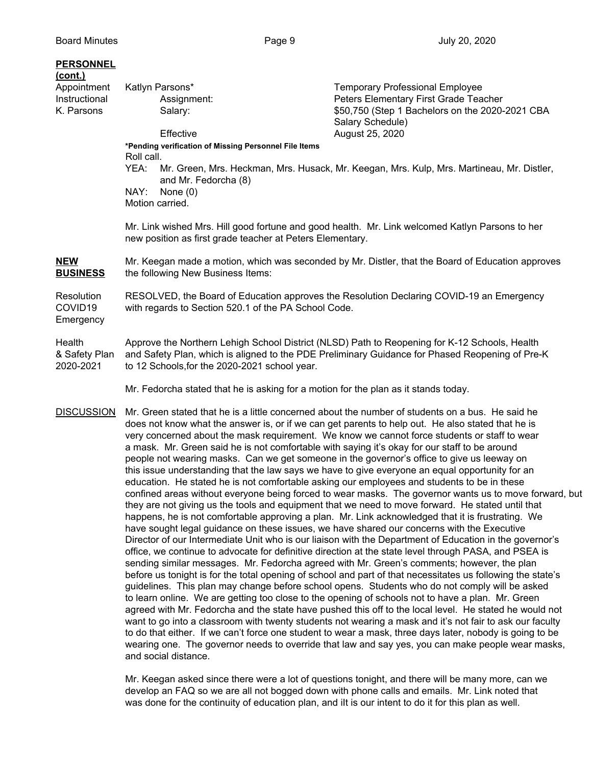**PERSONNEL (cont.)**

Appointment Instructional K. Parsons

Katlyn Parsons* — Temporary Professional Employee

Assignment: Peters Elementary First Grade Teacher

Salary: $50,750 (Step 1 Bachelors on the 2020-2021 CBA Salary Schedule)

Effective August 25, 2020

**\*Pending verification of Missing Personnel File Items**

Roll call.

YEA: Mr. Green, Mrs. Heckman, Mrs. Husack, Mr. Keegan, Mrs. Kulp, Mrs. Martineau, Mr. Distler, and Mr. Fedorcha (8)

NAY: None (0)

Motion carried.

Mr. Link wished Mrs. Hill good fortune and good health. Mr. Link welcomed Katlyn Parsons to her new position as first grade teacher at Peters Elementary.

**NEW BUSINESS**

Mr. Keegan made a motion, which was seconded by Mr. Distler, that the Board of Education approves the following New Business Items:

Resolution COVID19 Emergency

RESOLVED, the Board of Education approves the Resolution Declaring COVID-19 an Emergency with regards to Section 520.1 of the PA School Code.

Health & Safety Plan 2020-2021

Approve the Northern Lehigh School District (NLSD) Path to Reopening for K-12 Schools, Health and Safety Plan, which is aligned to the PDE Preliminary Guidance for Phased Reopening of Pre-K to 12 Schools,for the 2020-2021 school year.

Mr. Fedorcha stated that he is asking for a motion for the plan as it stands today.

DISCUSSION

Mr. Green stated that he is a little concerned about the number of students on a bus. He said he does not know what the answer is, or if we can get parents to help out. He also stated that he is very concerned about the mask requirement. We know we cannot force students or staff to wear a mask. Mr. Green said he is not comfortable with saying it's okay for our staff to be around people not wearing masks. Can we get someone in the governor's office to give us leeway on this issue understanding that the law says we have to give everyone an equal opportunity for an education. He stated he is not comfortable asking our employees and students to be in these confined areas without everyone being forced to wear masks. The governor wants us to move forward, but they are not giving us the tools and equipment that we need to move forward. He stated until that happens, he is not comfortable approving a plan. Mr. Link acknowledged that it is frustrating. We have sought legal guidance on these issues, we have shared our concerns with the Executive Director of our Intermediate Unit who is our liaison with the Department of Education in the governor's office, we continue to advocate for definitive direction at the state level through PASA, and PSEA is sending similar messages. Mr. Fedorcha agreed with Mr. Green's comments; however, the plan before us tonight is for the total opening of school and part of that necessitates us following the state's guidelines. This plan may change before school opens. Students who do not comply will be asked to learn online. We are getting too close to the opening of schools not to have a plan. Mr. Green agreed with Mr. Fedorcha and the state have pushed this off to the local level. He stated he would not want to go into a classroom with twenty students not wearing a mask and it's not fair to ask our faculty to do that either. If we can't force one student to wear a mask, three days later, nobody is going to be wearing one. The governor needs to override that law and say yes, you can make people wear masks, and social distance.

Mr. Keegan asked since there were a lot of questions tonight, and there will be many more, can we develop an FAQ so we are all not bogged down with phone calls and emails. Mr. Link noted that was done for the continuity of education plan, and iIt is our intent to do it for this plan as well.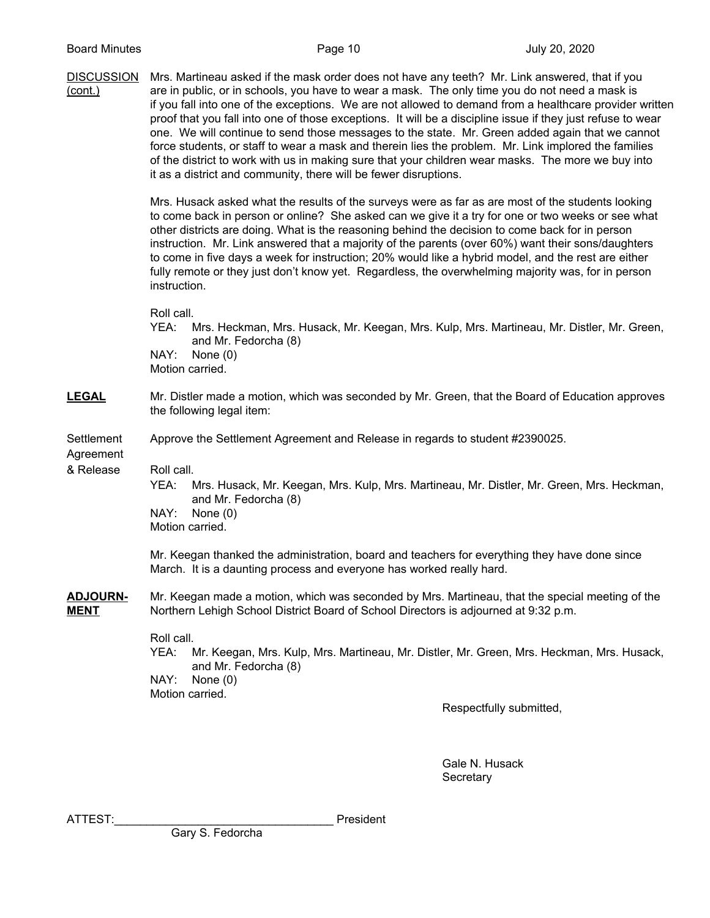**DISCUSSION (cont.)**

Mrs. Martineau asked if the mask order does not have any teeth? Mr. Link answered, that if you are in public, or in schools, you have to wear a mask. The only time you do not need a mask is if you fall into one of the exceptions. We are not allowed to demand from a healthcare provider written proof that you fall into one of those exceptions. It will be a discipline issue if they just refuse to wear one. We will continue to send those messages to the state. Mr. Green added again that we cannot force students, or staff to wear a mask and therein lies the problem. Mr. Link implored the families of the district to work with us in making sure that your children wear masks. The more we buy into it as a district and community, there will be fewer disruptions.

Mrs. Husack asked what the results of the surveys were as far as are most of the students looking to come back in person or online? She asked can we give it a try for one or two weeks or see what other districts are doing. What is the reasoning behind the decision to come back for in person instruction. Mr. Link answered that a majority of the parents (over 60%) want their sons/daughters to come in five days a week for instruction; 20% would like a hybrid model, and the rest are either fully remote or they just don't know yet. Regardless, the overwhelming majority was, for in person instruction.

Roll call.
YEA: Mrs. Heckman, Mrs. Husack, Mr. Keegan, Mrs. Kulp, Mrs. Martineau, Mr. Distler, Mr. Green, and Mr. Fedorcha (8)
NAY: None (0)
Motion carried.

**LEGAL**

Mr. Distler made a motion, which was seconded by Mr. Green, that the Board of Education approves the following legal item:

Settlement Agreement & Release

Approve the Settlement Agreement and Release in regards to student #2390025.

Roll call.
YEA: Mrs. Husack, Mr. Keegan, Mrs. Kulp, Mrs. Martineau, Mr. Distler, Mr. Green, Mrs. Heckman, and Mr. Fedorcha (8)
NAY: None (0)
Motion carried.

Mr. Keegan thanked the administration, board and teachers for everything they have done since March. It is a daunting process and everyone has worked really hard.

**ADJOURNMENT**

Mr. Keegan made a motion, which was seconded by Mrs. Martineau, that the special meeting of the Northern Lehigh School District Board of School Directors is adjourned at 9:32 p.m.

Roll call.
YEA: Mr. Keegan, Mrs. Kulp, Mrs. Martineau, Mr. Distler, Mr. Green, Mrs. Heckman, Mrs. Husack, and Mr. Fedorcha (8)
NAY: None (0)
Motion carried.

Respectfully submitted,

Gale N. Husack
Secretary

ATTEST:_________________________________ President
Gary S. Fedorcha